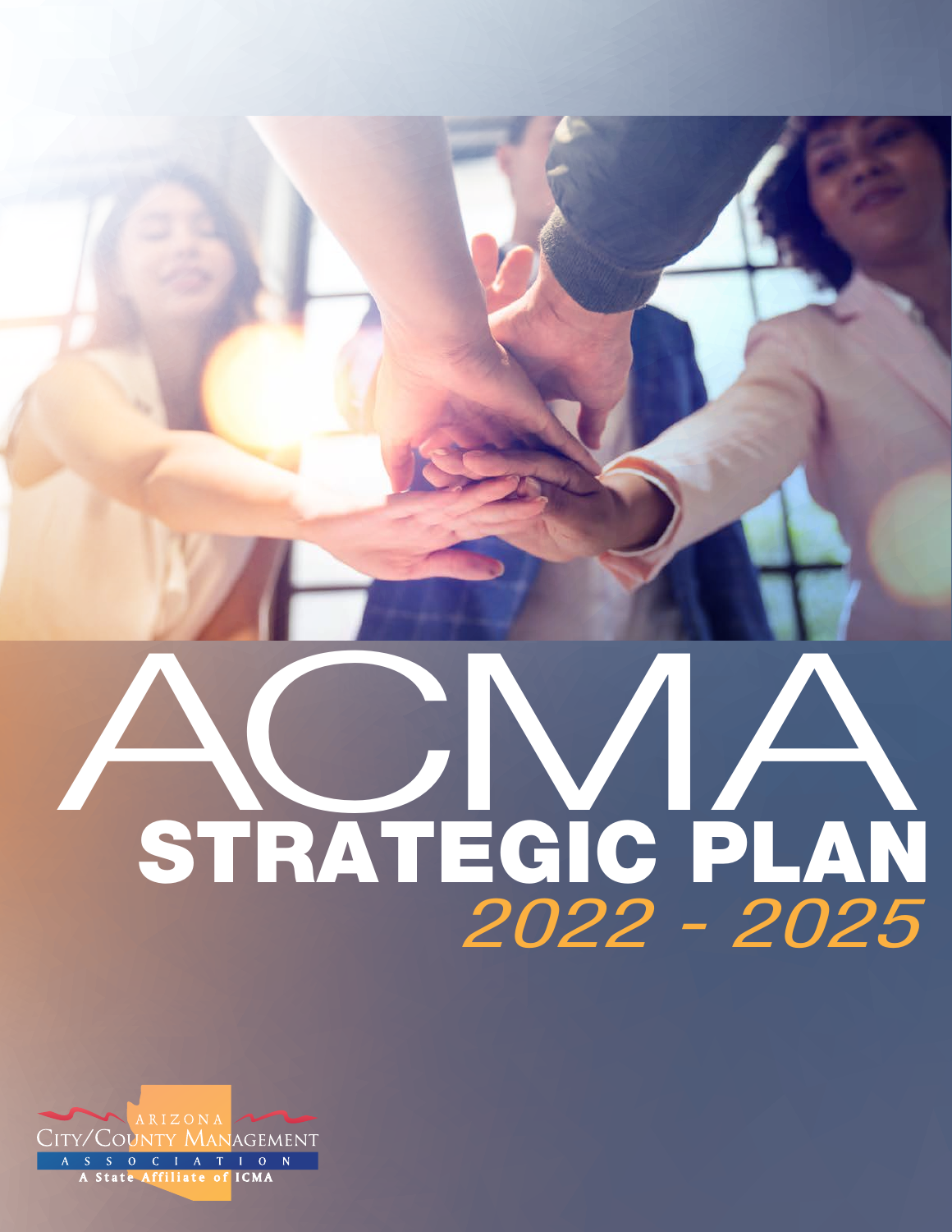# ACMA

## STRATEGIC PLAN

*2022 - 2025*

ARIZONA
CITY/COUNTY MANAGEMENT
ASSOCIATION
A State Affiliate of ICMA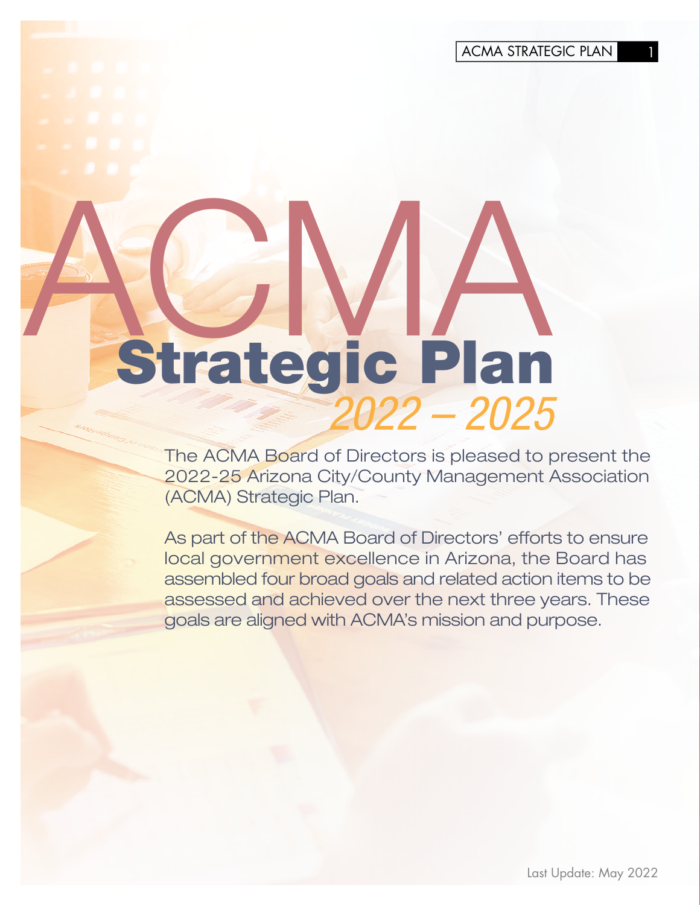# ACMA

## Strategic Plan

*2022 – 2025*

The ACMA Board of Directors is pleased to present the 2022-25 Arizona City/County Management Association (ACMA) Strategic Plan.

As part of the ACMA Board of Directors' efforts to ensure local government excellence in Arizona, the Board has assembled four broad goals and related action items to be assessed and achieved over the next three years. These goals are aligned with ACMA's mission and purpose.

Last Update: May 2022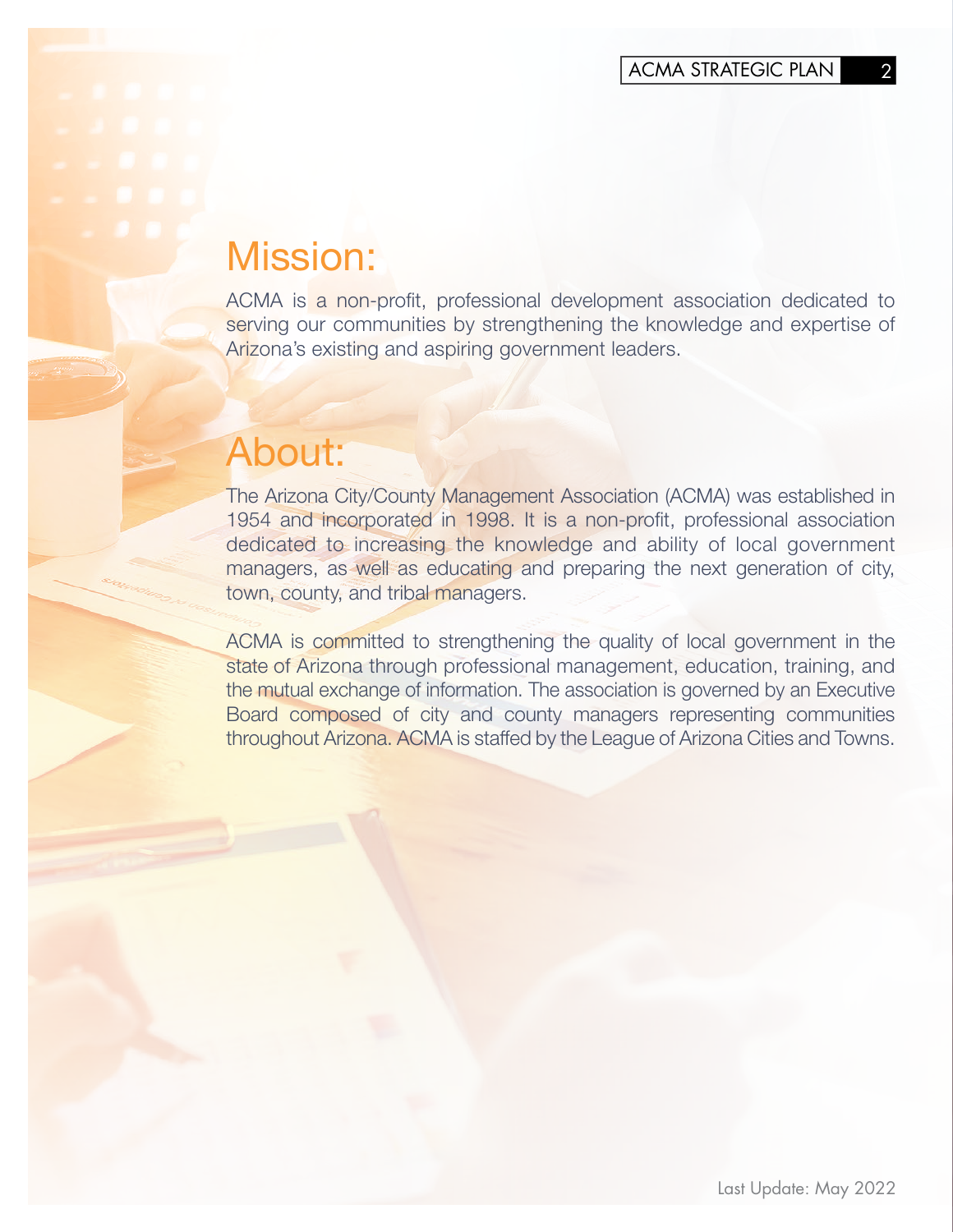# Mission:

ACMA is a non-profit, professional development association dedicated to serving our communities by strengthening the knowledge and expertise of Arizona's existing and aspiring government leaders.

# About:

The Arizona City/County Management Association (ACMA) was established in 1954 and incorporated in 1998. It is a non-profit, professional association dedicated to increasing the knowledge and ability of local government managers, as well as educating and preparing the next generation of city, town, county, and tribal managers.

ACMA is committed to strengthening the quality of local government in the state of Arizona through professional management, education, training, and the mutual exchange of information. The association is governed by an Executive Board composed of city and county managers representing communities throughout Arizona. ACMA is staffed by the League of Arizona Cities and Towns.

Last Update: May 2022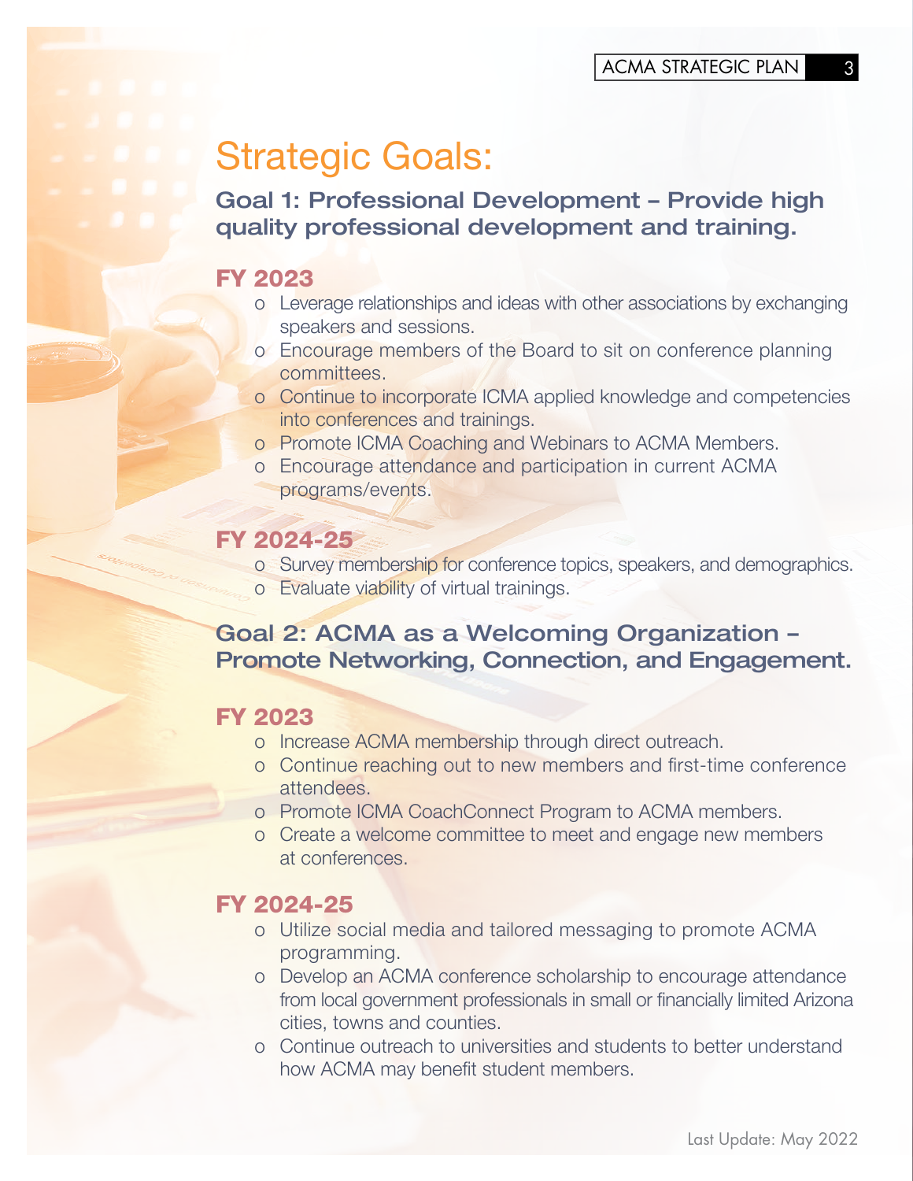# Strategic Goals:

## Goal 1: Professional Development – Provide high quality professional development and training.

### FY 2023

- Leverage relationships and ideas with other associations by exchanging speakers and sessions.
- Encourage members of the Board to sit on conference planning committees.
- Continue to incorporate ICMA applied knowledge and competencies into conferences and trainings.
- Promote ICMA Coaching and Webinars to ACMA Members.
- Encourage attendance and participation in current ACMA programs/events.

### FY 2024-25

- Survey membership for conference topics, speakers, and demographics.
- Evaluate viability of virtual trainings.

## Goal 2: ACMA as a Welcoming Organization – Promote Networking, Connection, and Engagement.

### FY 2023

- Increase ACMA membership through direct outreach.
- Continue reaching out to new members and first-time conference attendees.
- Promote ICMA CoachConnect Program to ACMA members.
- Create a welcome committee to meet and engage new members at conferences.

### FY 2024-25

- Utilize social media and tailored messaging to promote ACMA programming.
- Develop an ACMA conference scholarship to encourage attendance from local government professionals in small or financially limited Arizona cities, towns and counties.
- Continue outreach to universities and students to better understand how ACMA may benefit student members.

Last Update: May 2022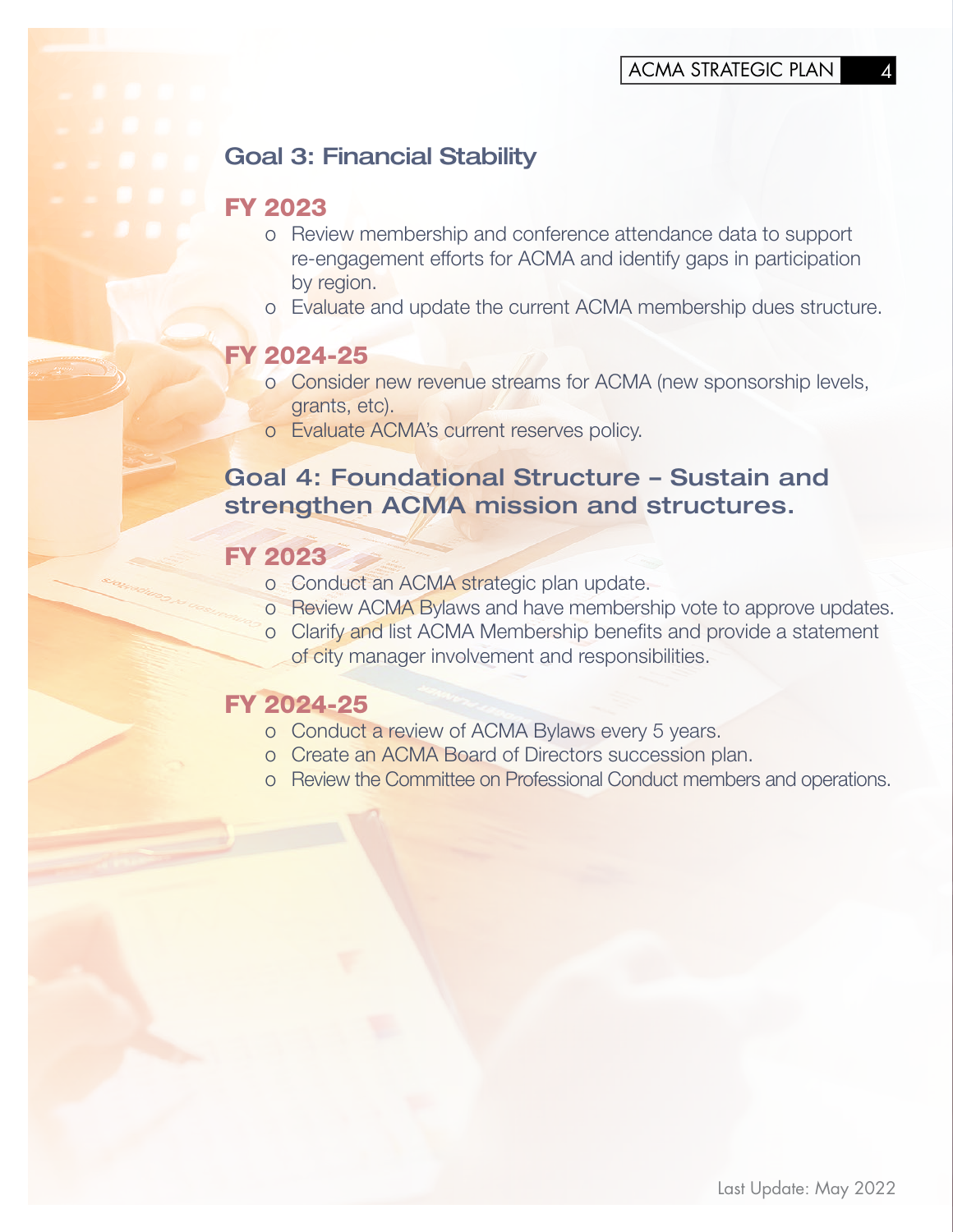## Goal 3: Financial Stability

### FY 2023

- Review membership and conference attendance data to support re-engagement efforts for ACMA and identify gaps in participation by region.
- Evaluate and update the current ACMA membership dues structure.

### FY 2024-25

- Consider new revenue streams for ACMA (new sponsorship levels, grants, etc).
- Evaluate ACMA's current reserves policy.

## Goal 4: Foundational Structure – Sustain and strengthen ACMA mission and structures.

### FY 2023

- Conduct an ACMA strategic plan update.
- Review ACMA Bylaws and have membership vote to approve updates.
- Clarify and list ACMA Membership benefits and provide a statement of city manager involvement and responsibilities.

### FY 2024-25

- Conduct a review of ACMA Bylaws every 5 years.
- Create an ACMA Board of Directors succession plan.
- Review the Committee on Professional Conduct members and operations.

Last Update: May 2022